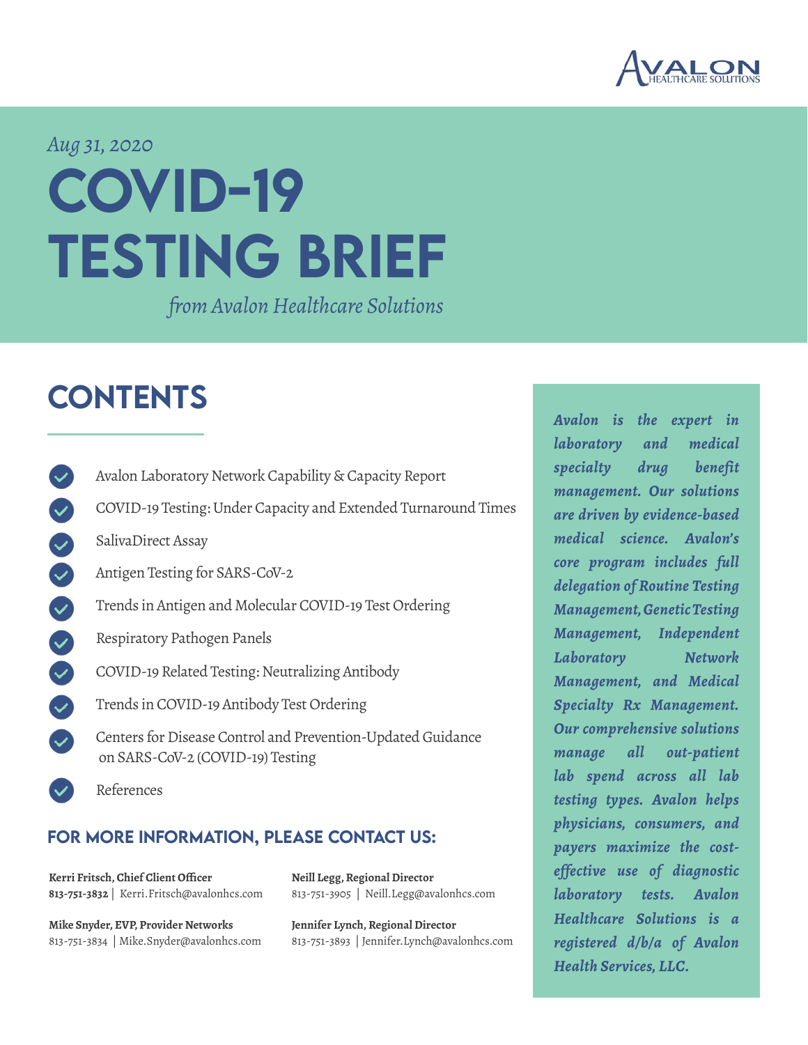AVALON HEALTHCARE SOLUTIONS

*Aug 31, 2020*

# COVID-19 TESTING BRIEF

*from Avalon Healthcare Solutions*

## CONTENTS

- Avalon Laboratory Network Capability & Capacity Report
- COVID-19 Testing: Under Capacity and Extended Turnaround Times
- SalivaDirect Assay
- Antigen Testing for SARS-CoV-2
- Trends in Antigen and Molecular COVID-19 Test Ordering
- Respiratory Pathogen Panels
- COVID-19 Related Testing: Neutralizing Antibody
- Trends in COVID-19 Antibody Test Ordering
- Centers for Disease Control and Prevention-Updated Guidance on SARS-CoV-2 (COVID-19) Testing
- References

### FOR MORE INFORMATION, PLEASE CONTACT US:

**Kerri Fritsch, Chief Client Officer**
**813-751-3832** | Kerri.Fritsch@avalonhcs.com

**Neill Legg, Regional Director**
813-751-3905 | Neill.Legg@avalonhcs.com

**Mike Snyder, EVP, Provider Networks**
813-751-3834 | Mike.Snyder@avalonhcs.com

**Jennifer Lynch, Regional Director**
813-751-3893 | Jennifer.Lynch@avalonhcs.com

***Avalon is the expert in laboratory and medical specialty drug benefit management. Our solutions are driven by evidence-based medical science. Avalon's core program includes full delegation of Routine Testing Management, Genetic Testing Management, Independent Laboratory Network Management, and Medical Specialty Rx Management. Our comprehensive solutions manage all out-patient lab spend across all lab testing types. Avalon helps physicians, consumers, and payers maximize the cost-effective use of diagnostic laboratory tests. Avalon Healthcare Solutions is a registered d/b/a of Avalon Health Services, LLC.***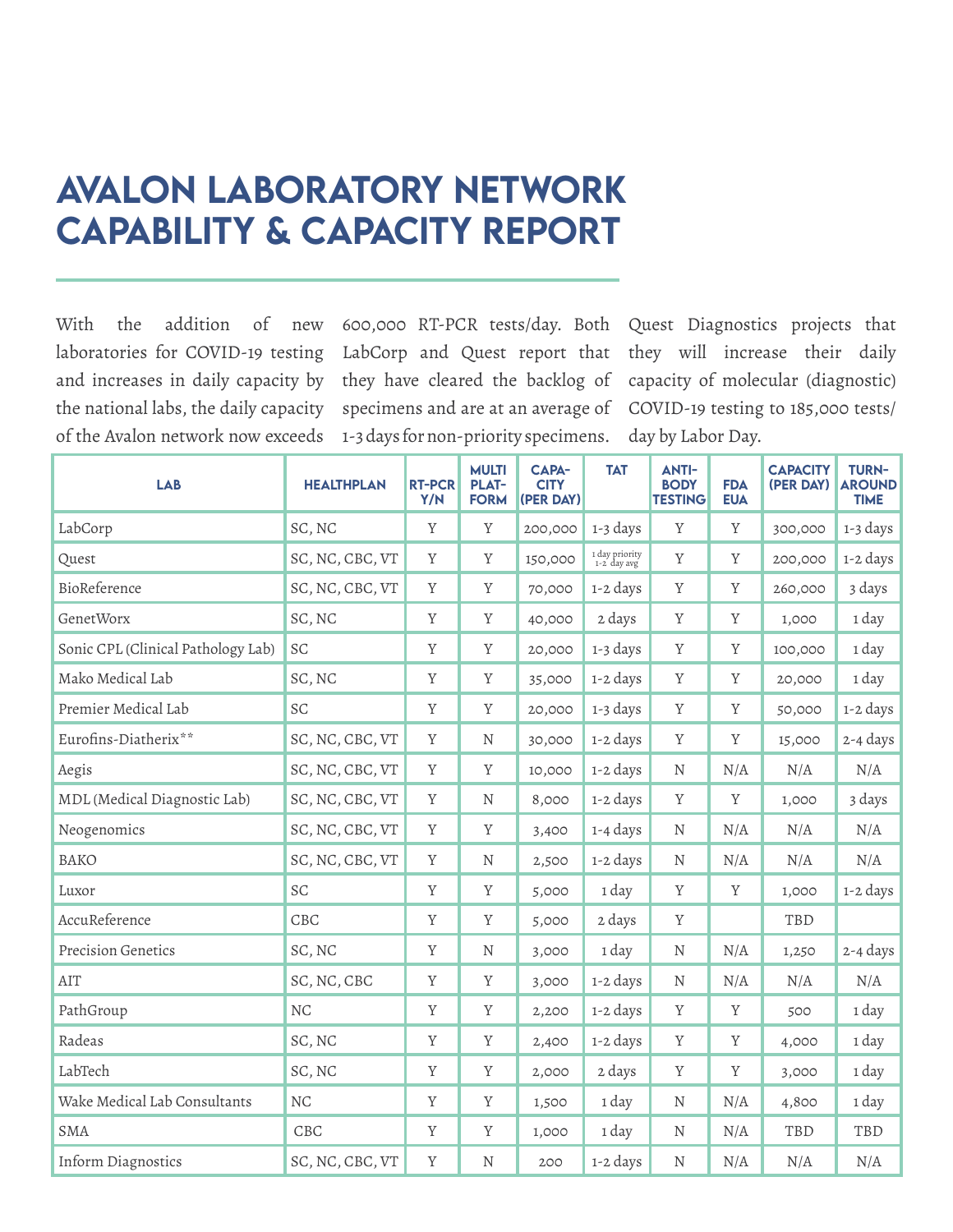# AVALON LABORATORY NETWORK CAPABILITY & CAPACITY REPORT

With the addition of new laboratories for COVID-19 testing and increases in daily capacity by the national labs, the daily capacity of the Avalon network now exceeds 600,000 RT-PCR tests/day. Both LabCorp and Quest report that they have cleared the backlog of specimens and are at an average of 1-3 days for non-priority specimens. Quest Diagnostics projects that they will increase their daily capacity of molecular (diagnostic) COVID-19 testing to 185,000 tests/day by Labor Day.

| LAB | HEALTHPLAN | RT-PCR Y/N | MULTI PLAT-FORM | CAPA-CITY (PER DAY) | TAT | ANTI-BODY TESTING | FDA EUA | CAPACITY (PER DAY) | TURN-AROUND TIME |
|---|---|---|---|---|---|---|---|---|---|
| LabCorp | SC, NC | Y | Y | 200,000 | 1-3 days | Y | Y | 300,000 | 1-3 days |
| Quest | SC, NC, CBC, VT | Y | Y | 150,000 | 1 day priority 1-2 day avg | Y | Y | 200,000 | 1-2 days |
| BioReference | SC, NC, CBC, VT | Y | Y | 70,000 | 1-2 days | Y | Y | 260,000 | 3 days |
| GenetWorx | SC, NC | Y | Y | 40,000 | 2 days | Y | Y | 1,000 | 1 day |
| Sonic CPL (Clinical Pathology Lab) | SC | Y | Y | 20,000 | 1-3 days | Y | Y | 100,000 | 1 day |
| Mako Medical Lab | SC, NC | Y | Y | 35,000 | 1-2 days | Y | Y | 20,000 | 1 day |
| Premier Medical Lab | SC | Y | Y | 20,000 | 1-3 days | Y | Y | 50,000 | 1-2 days |
| Eurofins-Diatherix** | SC, NC, CBC, VT | Y | N | 30,000 | 1-2 days | Y | Y | 15,000 | 2-4 days |
| Aegis | SC, NC, CBC, VT | Y | Y | 10,000 | 1-2 days | N | N/A | N/A | N/A |
| MDL (Medical Diagnostic Lab) | SC, NC, CBC, VT | Y | N | 8,000 | 1-2 days | Y | Y | 1,000 | 3 days |
| Neogenomics | SC, NC, CBC, VT | Y | Y | 3,400 | 1-4 days | N | N/A | N/A | N/A |
| BAKO | SC, NC, CBC, VT | Y | N | 2,500 | 1-2 days | N | N/A | N/A | N/A |
| Luxor | SC | Y | Y | 5,000 | 1 day | Y | Y | 1,000 | 1-2 days |
| AccuReference | CBC | Y | Y | 5,000 | 2 days | Y | | TBD | |
| Precision Genetics | SC, NC | Y | N | 3,000 | 1 day | N | N/A | 1,250 | 2-4 days |
| AIT | SC, NC, CBC | Y | Y | 3,000 | 1-2 days | N | N/A | N/A | N/A |
| PathGroup | NC | Y | Y | 2,200 | 1-2 days | Y | Y | 500 | 1 day |
| Radeas | SC, NC | Y | Y | 2,400 | 1-2 days | Y | Y | 4,000 | 1 day |
| LabTech | SC, NC | Y | Y | 2,000 | 2 days | Y | Y | 3,000 | 1 day |
| Wake Medical Lab Consultants | NC | Y | Y | 1,500 | 1 day | N | N/A | 4,800 | 1 day |
| SMA | CBC | Y | Y | 1,000 | 1 day | N | N/A | TBD | TBD |
| Inform Diagnostics | SC, NC, CBC, VT | Y | N | 200 | 1-2 days | N | N/A | N/A | N/A |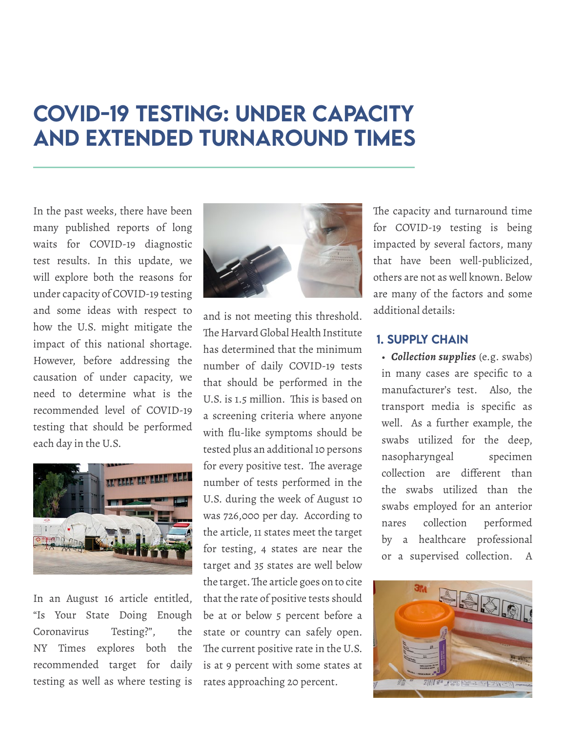# COVID-19 TESTING: UNDER CAPACITY AND EXTENDED TURNAROUND TIMES

In the past weeks, there have been many published reports of long waits for COVID-19 diagnostic test results. In this update, we will explore both the reasons for under capacity of COVID-19 testing and some ideas with respect to how the U.S. might mitigate the impact of this national shortage. However, before addressing the causation of under capacity, we need to determine what is the recommended level of COVID-19 testing that should be performed each day in the U.S.

In an August 16 article entitled, "Is Your State Doing Enough Coronavirus Testing?", the NY Times explores both the recommended target for daily testing as well as where testing is and is not meeting this threshold. The Harvard Global Health Institute has determined that the minimum number of daily COVID-19 tests that should be performed in the U.S. is 1.5 million. This is based on a screening criteria where anyone with flu-like symptoms should be tested plus an additional 10 persons for every positive test. The average number of tests performed in the U.S. during the week of August 10 was 726,000 per day. According to the article, 11 states meet the target for testing, 4 states are near the target and 35 states are well below the target. The article goes on to cite that the rate of positive tests should be at or below 5 percent before a state or country can safely open. The current positive rate in the U.S. is at 9 percent with some states at rates approaching 20 percent.

The capacity and turnaround time for COVID-19 testing is being impacted by several factors, many that have been well-publicized, others are not as well known. Below are many of the factors and some additional details:

## 1. SUPPLY CHAIN

- ***Collection supplies*** (e.g. swabs) in many cases are specific to a manufacturer's test. Also, the transport media is specific as well. As a further example, the swabs utilized for the deep, nasopharyngeal specimen collection are different than the swabs utilized than the swabs employed for an anterior nares collection performed by a healthcare professional or a supervised collection. A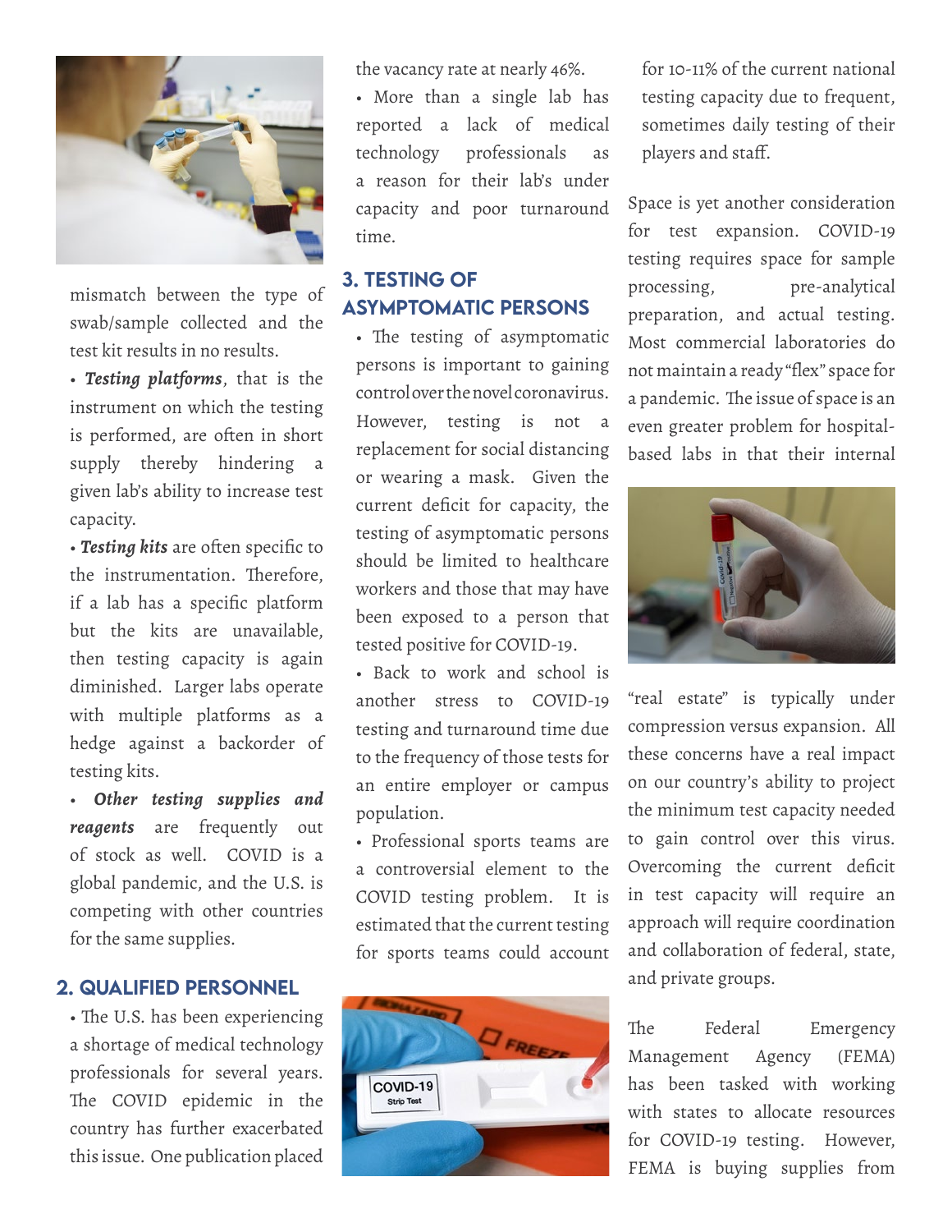mismatch between the type of swab/sample collected and the test kit results in no results.

- ***Testing platforms***, that is the instrument on which the testing is performed, are often in short supply thereby hindering a given lab's ability to increase test capacity.
- ***Testing kits*** are often specific to the instrumentation. Therefore, if a lab has a specific platform but the kits are unavailable, then testing capacity is again diminished. Larger labs operate with multiple platforms as a hedge against a backorder of testing kits.
- ***Other testing supplies and reagents*** are frequently out of stock as well. COVID is a global pandemic, and the U.S. is competing with other countries for the same supplies.

## 2. QUALIFIED PERSONNEL

- The U.S. has been experiencing a shortage of medical technology professionals for several years. The COVID epidemic in the country has further exacerbated this issue. One publication placed the vacancy rate at nearly 46%.
- More than a single lab has reported a lack of medical technology professionals as a reason for their lab's under capacity and poor turnaround time.

## 3. TESTING OF ASYMPTOMATIC PERSONS

- The testing of asymptomatic persons is important to gaining control over the novel coronavirus. However, testing is not a replacement for social distancing or wearing a mask. Given the current deficit for capacity, the testing of asymptomatic persons should be limited to healthcare workers and those that may have been exposed to a person that tested positive for COVID-19.
- Back to work and school is another stress to COVID-19 testing and turnaround time due to the frequency of those tests for an entire employer or campus population.
- Professional sports teams are a controversial element to the COVID testing problem. It is estimated that the current testing for sports teams could account for 10-11% of the current national testing capacity due to frequent, sometimes daily testing of their players and staff.

Space is yet another consideration for test expansion. COVID-19 testing requires space for sample processing, pre-analytical preparation, and actual testing. Most commercial laboratories do not maintain a ready "flex" space for a pandemic. The issue of space is an even greater problem for hospital-based labs in that their internal "real estate" is typically under compression versus expansion. All these concerns have a real impact on our country's ability to project the minimum test capacity needed to gain control over this virus. Overcoming the current deficit in test capacity will require an approach will require coordination and collaboration of federal, state, and private groups.

The Federal Emergency Management Agency (FEMA) has been tasked with working with states to allocate resources for COVID-19 testing. However, FEMA is buying supplies from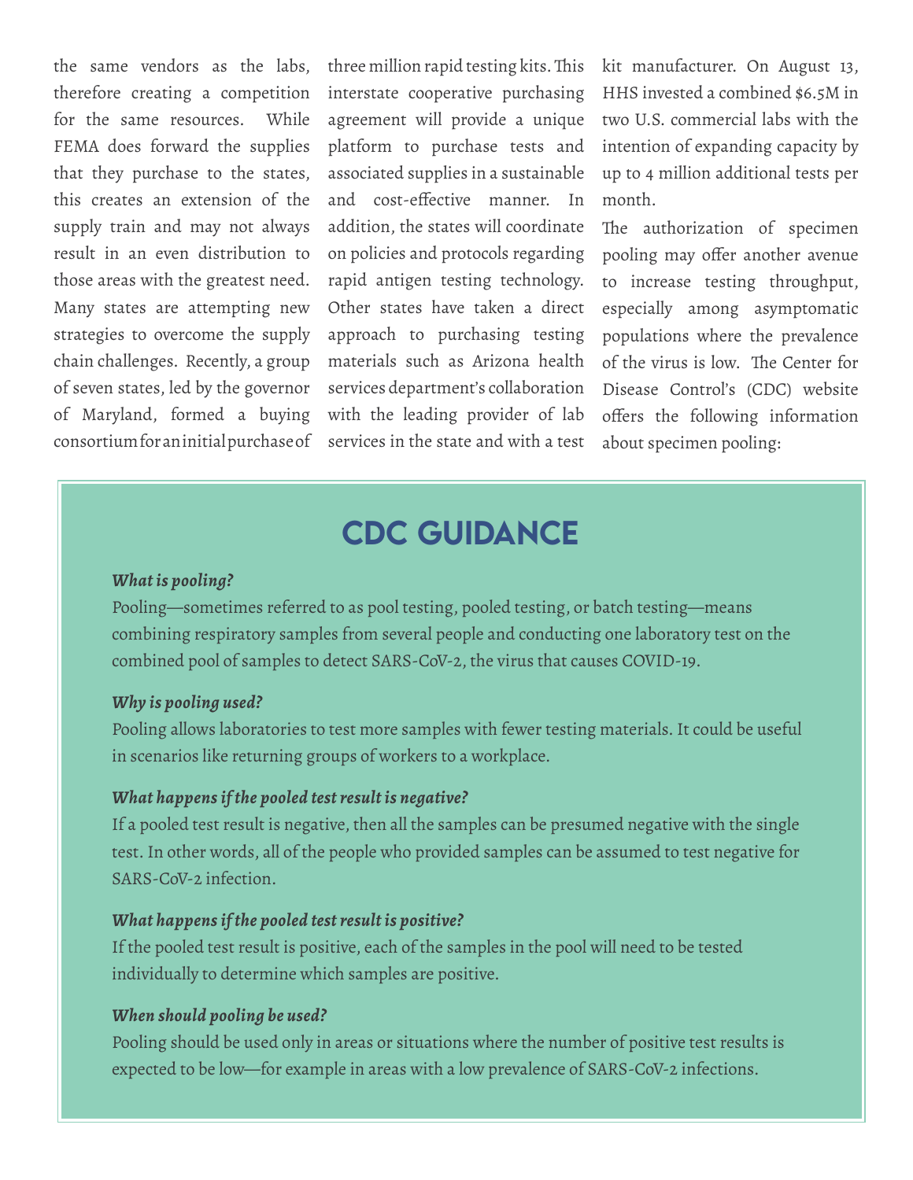the same vendors as the labs, therefore creating a competition for the same resources. While FEMA does forward the supplies that they purchase to the states, this creates an extension of the supply train and may not always result in an even distribution to those areas with the greatest need. Many states are attempting new strategies to overcome the supply chain challenges. Recently, a group of seven states, led by the governor of Maryland, formed a buying consortium for an initial purchase of three million rapid testing kits. This interstate cooperative purchasing agreement will provide a unique platform to purchase tests and associated supplies in a sustainable and cost-effective manner. In addition, the states will coordinate on policies and protocols regarding rapid antigen testing technology. Other states have taken a direct approach to purchasing testing materials such as Arizona health services department's collaboration with the leading provider of lab services in the state and with a test kit manufacturer. On August 13, HHS invested a combined $6.5M in two U.S. commercial labs with the intention of expanding capacity by up to 4 million additional tests per month.

The authorization of specimen pooling may offer another avenue to increase testing throughput, especially among asymptomatic populations where the prevalence of the virus is low. The Center for Disease Control's (CDC) website offers the following information about specimen pooling:

## CDC GUIDANCE

***What is pooling?***

Pooling—sometimes referred to as pool testing, pooled testing, or batch testing—means combining respiratory samples from several people and conducting one laboratory test on the combined pool of samples to detect SARS-CoV-2, the virus that causes COVID-19.

***Why is pooling used?***

Pooling allows laboratories to test more samples with fewer testing materials. It could be useful in scenarios like returning groups of workers to a workplace.

***What happens if the pooled test result is negative?***

If a pooled test result is negative, then all the samples can be presumed negative with the single test. In other words, all of the people who provided samples can be assumed to test negative for SARS-CoV-2 infection.

***What happens if the pooled test result is positive?***

If the pooled test result is positive, each of the samples in the pool will need to be tested individually to determine which samples are positive.

***When should pooling be used?***

Pooling should be used only in areas or situations where the number of positive test results is expected to be low—for example in areas with a low prevalence of SARS-CoV-2 infections.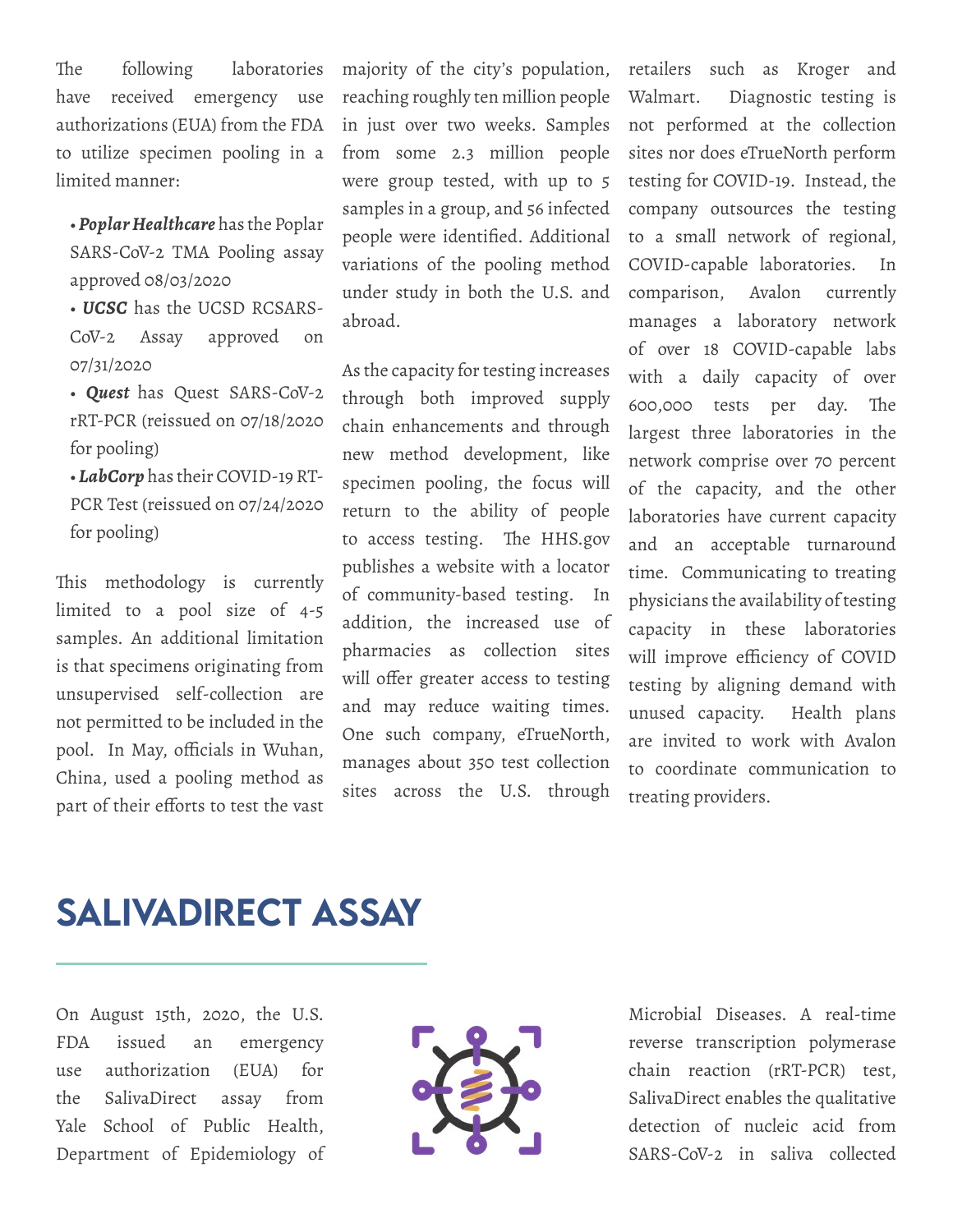The following laboratories have received emergency use authorizations (EUA) from the FDA to utilize specimen pooling in a limited manner:

- ***Poplar Healthcare*** has the Poplar SARS-CoV-2 TMA Pooling assay approved 08/03/2020
- ***UCSC*** has the UCSD RCSARS-CoV-2 Assay approved on 07/31/2020
- ***Quest*** has Quest SARS-CoV-2 rRT-PCR (reissued on 07/18/2020 for pooling)
- ***LabCorp*** has their COVID-19 RT-PCR Test (reissued on 07/24/2020 for pooling)

This methodology is currently limited to a pool size of 4-5 samples. An additional limitation is that specimens originating from unsupervised self-collection are not permitted to be included in the pool. In May, officials in Wuhan, China, used a pooling method as part of their efforts to test the vast majority of the city's population, reaching roughly ten million people in just over two weeks. Samples from some 2.3 million people were group tested, with up to 5 samples in a group, and 56 infected people were identified. Additional variations of the pooling method under study in both the U.S. and abroad.

As the capacity for testing increases through both improved supply chain enhancements and through new method development, like specimen pooling, the focus will return to the ability of people to access testing. The HHS.gov publishes a website with a locator of community-based testing. In addition, the increased use of pharmacies as collection sites will offer greater access to testing and may reduce waiting times. One such company, eTrueNorth, manages about 350 test collection sites across the U.S. through retailers such as Kroger and Walmart. Diagnostic testing is not performed at the collection sites nor does eTrueNorth perform testing for COVID-19. Instead, the company outsources the testing to a small network of regional, COVID-capable laboratories. In comparison, Avalon currently manages a laboratory network of over 18 COVID-capable labs with a daily capacity of over 600,000 tests per day. The largest three laboratories in the network comprise over 70 percent of the capacity, and the other laboratories have current capacity and an acceptable turnaround time. Communicating to treating physicians the availability of testing capacity in these laboratories will improve efficiency of COVID testing by aligning demand with unused capacity. Health plans are invited to work with Avalon to coordinate communication to treating providers.

# SALIVADIRECT ASSAY

On August 15th, 2020, the U.S. FDA issued an emergency use authorization (EUA) for the SalivaDirect assay from Yale School of Public Health, Department of Epidemiology of Microbial Diseases. A real-time reverse transcription polymerase chain reaction (rRT-PCR) test, SalivaDirect enables the qualitative detection of nucleic acid from SARS-CoV-2 in saliva collected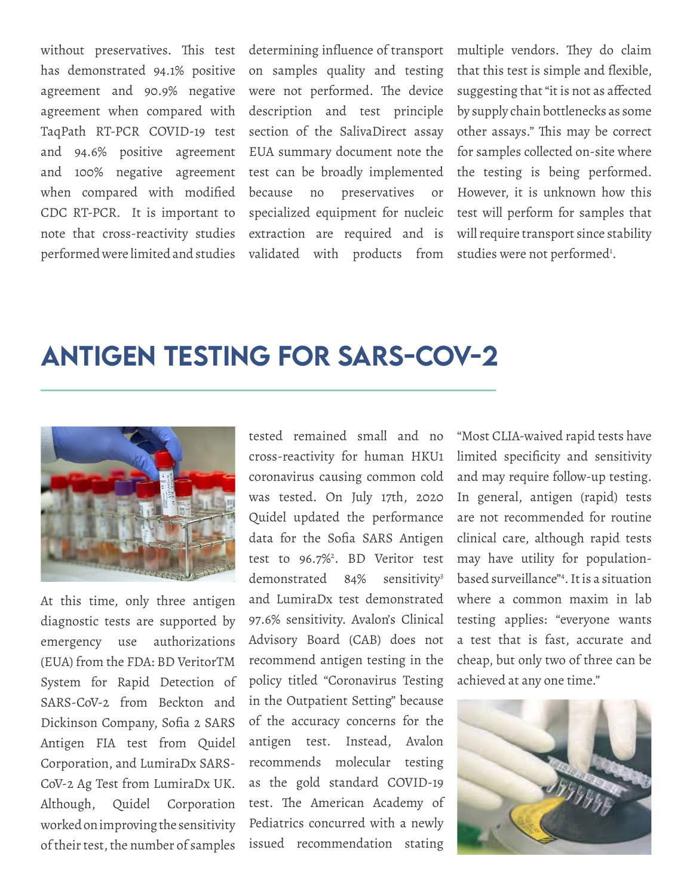without preservatives. This test has demonstrated 94.1% positive agreement and 90.9% negative agreement when compared with TaqPath RT-PCR COVID-19 test and 94.6% positive agreement and 100% negative agreement when compared with modified CDC RT-PCR. It is important to note that cross-reactivity studies performed were limited and studies determining influence of transport on samples quality and testing were not performed. The device description and test principle section of the SalivaDirect assay EUA summary document note the test can be broadly implemented because no preservatives or specialized equipment for nucleic extraction are required and is validated with products from multiple vendors. They do claim that this test is simple and flexible, suggesting that "it is not as affected by supply chain bottlenecks as some other assays." This may be correct for samples collected on-site where the testing is being performed. However, it is unknown how this test will perform for samples that will require transport since stability studies were not performed[1].

## ANTIGEN TESTING FOR SARS-COV-2

At this time, only three antigen diagnostic tests are supported by emergency use authorizations (EUA) from the FDA: BD VeritorTM System for Rapid Detection of SARS-CoV-2 from Beckton and Dickinson Company, Sofia 2 SARS Antigen FIA test from Quidel Corporation, and LumiraDx SARS-CoV-2 Ag Test from LumiraDx UK. Although, Quidel Corporation worked on improving the sensitivity of their test, the number of samples tested remained small and no cross-reactivity for human HKU1 coronavirus causing common cold was tested. On July 17th, 2020 Quidel updated the performance data for the Sofia SARS Antigen test to 96.7%[2]. BD Veritor test demonstrated 84% sensitivity[3] and LumiraDx test demonstrated 97.6% sensitivity. Avalon's Clinical Advisory Board (CAB) does not recommend antigen testing in the policy titled "Coronavirus Testing in the Outpatient Setting" because of the accuracy concerns for the antigen test. Instead, Avalon recommends molecular testing as the gold standard COVID-19 test. The American Academy of Pediatrics concurred with a newly issued recommendation stating "Most CLIA-waived rapid tests have limited specificity and sensitivity and may require follow-up testing. In general, antigen (rapid) tests are not recommended for routine clinical care, although rapid tests may have utility for population-based surveillance"[4]. It is a situation where a common maxim in lab testing applies: "everyone wants a test that is fast, accurate and cheap, but only two of three can be achieved at any one time."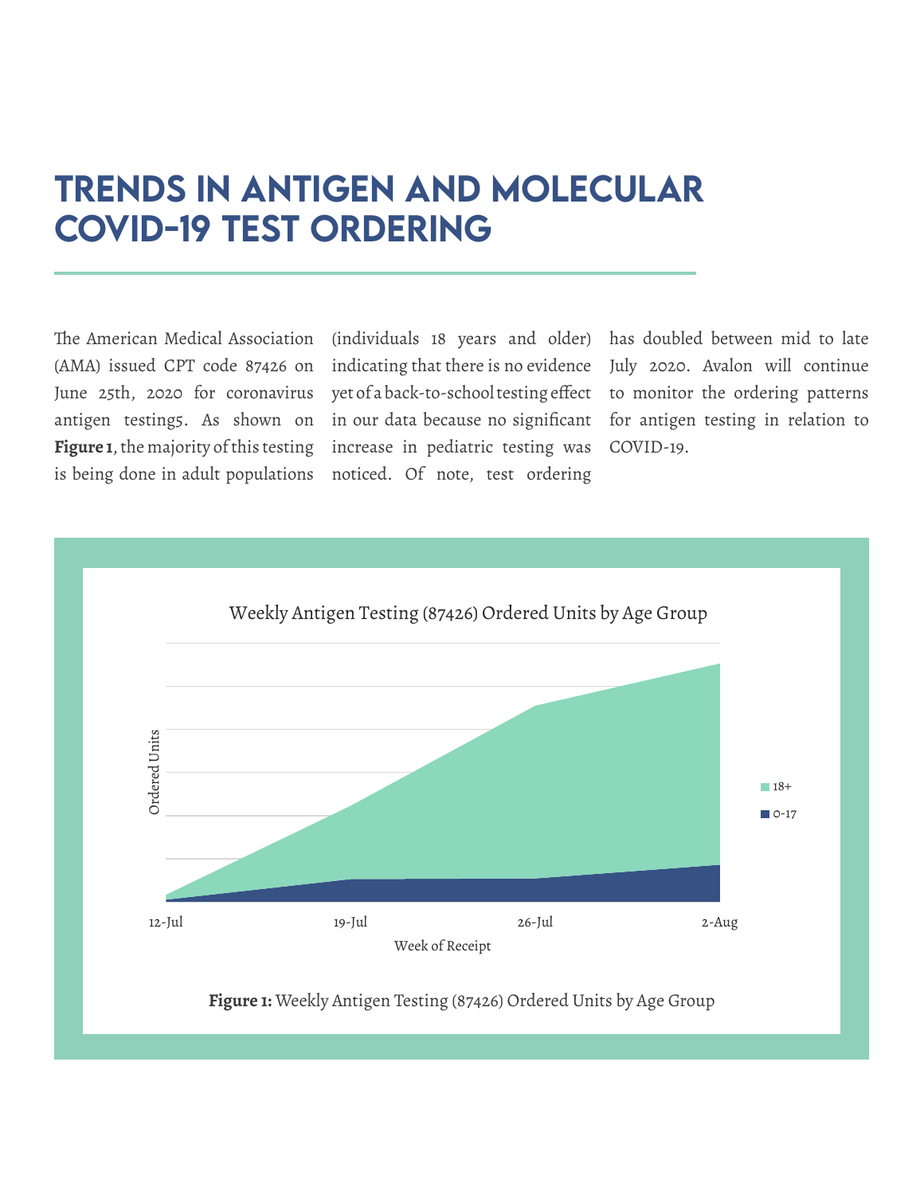# TRENDS IN ANTIGEN AND MOLECULAR COVID-19 TEST ORDERING

The American Medical Association (AMA) issued CPT code 87426 on June 25th, 2020 for coronavirus antigen testing5. As shown on **Figure 1**, the majority of this testing is being done in adult populations (individuals 18 years and older) indicating that there is no evidence yet of a back-to-school testing effect in our data because no significant increase in pediatric testing was noticed. Of note, test ordering has doubled between mid to late July 2020. Avalon will continue to monitor the ordering patterns for antigen testing in relation to COVID-19.

**Figure 1:** Weekly Antigen Testing (87426) Ordered Units by Age Group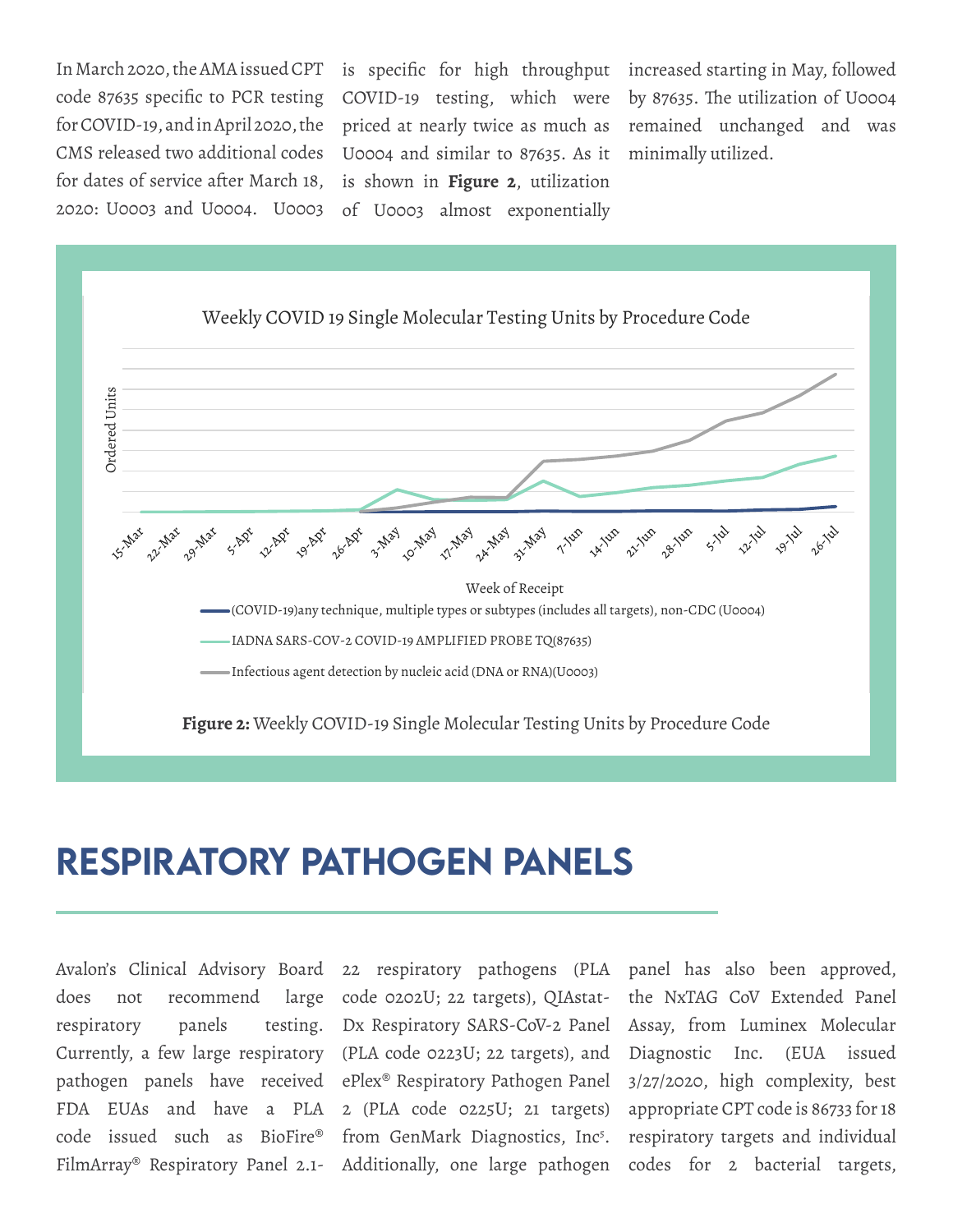In March 2020, the AMA issued CPT code 87635 specific to PCR testing for COVID-19, and in April 2020, the CMS released two additional codes for dates of service after March 18, 2020: U0003 and U0004. U0003 is specific for high throughput COVID-19 testing, which were priced at nearly twice as much as U0004 and similar to 87635. As it is shown in **Figure 2**, utilization of U0003 almost exponentially increased starting in May, followed by 87635. The utilization of U0004 remained unchanged and was minimally utilized.

**Figure 2:** Weekly COVID-19 Single Molecular Testing Units by Procedure Code

# RESPIRATORY PATHOGEN PANELS

Avalon's Clinical Advisory Board does not recommend large respiratory panels testing. Currently, a few large respiratory pathogen panels have received FDA EUAs and have a PLA code issued such as BioFire® FilmArray® Respiratory Panel 2.1-22 respiratory pathogens (PLA code 0202U; 22 targets), QIAstat-Dx Respiratory SARS-CoV-2 Panel (PLA code 0223U; 22 targets), and ePlex® Respiratory Pathogen Panel 2 (PLA code 0225U; 21 targets) from GenMark Diagnostics, Inc[5]. Additionally, one large pathogen panel has also been approved, the NxTAG CoV Extended Panel Assay, from Luminex Molecular Diagnostic Inc. (EUA issued 3/27/2020, high complexity, best appropriate CPT code is 86733 for 18 respiratory targets and individual codes for 2 bacterial targets,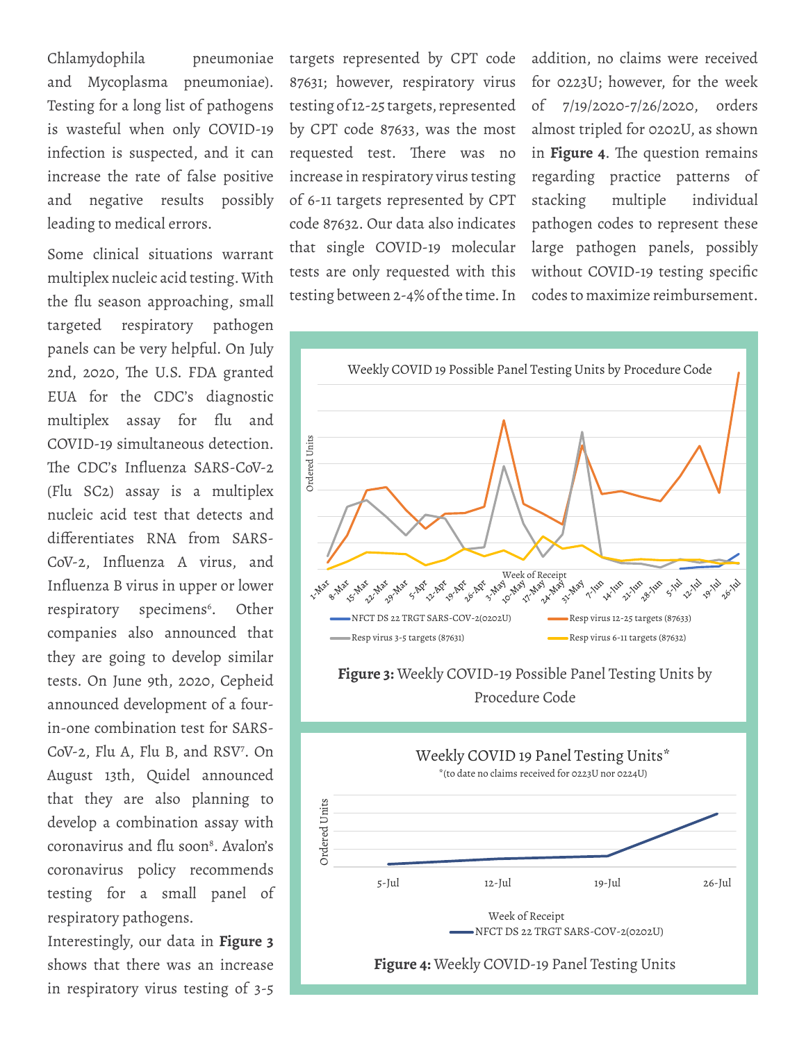Chlamydophila pneumoniae and Mycoplasma pneumoniae). Testing for a long list of pathogens is wasteful when only COVID-19 infection is suspected, and it can increase the rate of false positive and negative results possibly leading to medical errors.

Some clinical situations warrant multiplex nucleic acid testing. With the flu season approaching, small targeted respiratory pathogen panels can be very helpful. On July 2nd, 2020, The U.S. FDA granted EUA for the CDC's diagnostic multiplex assay for flu and COVID-19 simultaneous detection. The CDC's Influenza SARS-CoV-2 (Flu SC2) assay is a multiplex nucleic acid test that detects and differentiates RNA from SARS-CoV-2, Influenza A virus, and Influenza B virus in upper or lower respiratory specimens[6]. Other companies also announced that they are going to develop similar tests. On June 9th, 2020, Cepheid announced development of a four-in-one combination test for SARS-CoV-2, Flu A, Flu B, and RSV[7]. On August 13th, Quidel announced that they are also planning to develop a combination assay with coronavirus and flu soon[8]. Avalon's coronavirus policy recommends testing for a small panel of respiratory pathogens.

Interestingly, our data in **Figure 3** shows that there was an increase in respiratory virus testing of 3-5 targets represented by CPT code 87631; however, respiratory virus testing of 12-25 targets, represented by CPT code 87633, was the most requested test. There was no increase in respiratory virus testing of 6-11 targets represented by CPT code 87632. Our data also indicates that single COVID-19 molecular tests are only requested with this testing between 2-4% of the time. In addition, no claims were received for 0223U; however, for the week of 7/19/2020-7/26/2020, orders almost tripled for 0202U, as shown in **Figure 4**. The question remains regarding practice patterns of stacking multiple individual pathogen codes to represent these large pathogen panels, possibly without COVID-19 testing specific codes to maximize reimbursement.

**Figure 3:** Weekly COVID-19 Possible Panel Testing Units by Procedure Code

**Figure 4:** Weekly COVID-19 Panel Testing Units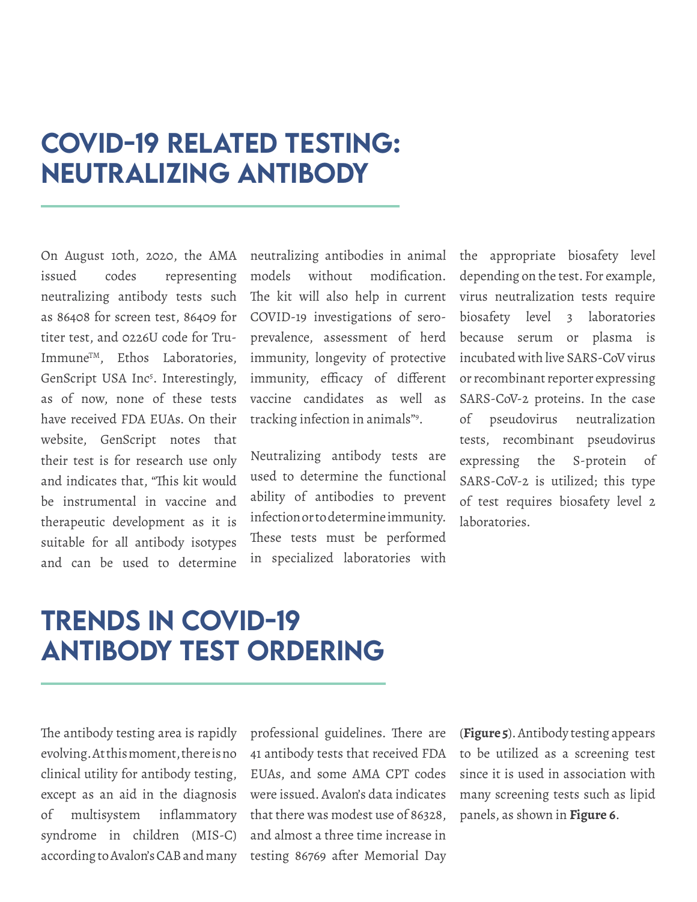# COVID-19 RELATED TESTING: NEUTRALIZING ANTIBODY

On August 10th, 2020, the AMA issued codes representing neutralizing antibody tests such as 86408 for screen test, 86409 for titer test, and 0226U code for Tru-Immune™, Ethos Laboratories, GenScript USA Inc[5]. Interestingly, as of now, none of these tests have received FDA EUAs. On their website, GenScript notes that their test is for research use only and indicates that, "This kit would be instrumental in vaccine and therapeutic development as it is suitable for all antibody isotypes and can be used to determine neutralizing antibodies in animal models without modification. The kit will also help in current COVID-19 investigations of sero-prevalence, assessment of herd immunity, longevity of protective immunity, efficacy of different vaccine candidates as well as tracking infection in animals"[9].

Neutralizing antibody tests are used to determine the functional ability of antibodies to prevent infection or to determine immunity. These tests must be performed in specialized laboratories with the appropriate biosafety level depending on the test. For example, virus neutralization tests require biosafety level 3 laboratories because serum or plasma is incubated with live SARS-CoV virus or recombinant reporter expressing SARS-CoV-2 proteins. In the case of pseudovirus neutralization tests, recombinant pseudovirus expressing the S-protein of SARS-CoV-2 is utilized; this type of test requires biosafety level 2 laboratories.

# TRENDS IN COVID-19 ANTIBODY TEST ORDERING

The antibody testing area is rapidly evolving. At this moment, there is no clinical utility for antibody testing, except as an aid in the diagnosis of multisystem inflammatory syndrome in children (MIS-C) according to Avalon's CAB and many professional guidelines. There are 41 antibody tests that received FDA EUAs, and some AMA CPT codes were issued. Avalon's data indicates that there was modest use of 86328, and almost a three time increase in testing 86769 after Memorial Day (**Figure 5**). Antibody testing appears to be utilized as a screening test since it is used in association with many screening tests such as lipid panels, as shown in **Figure 6**.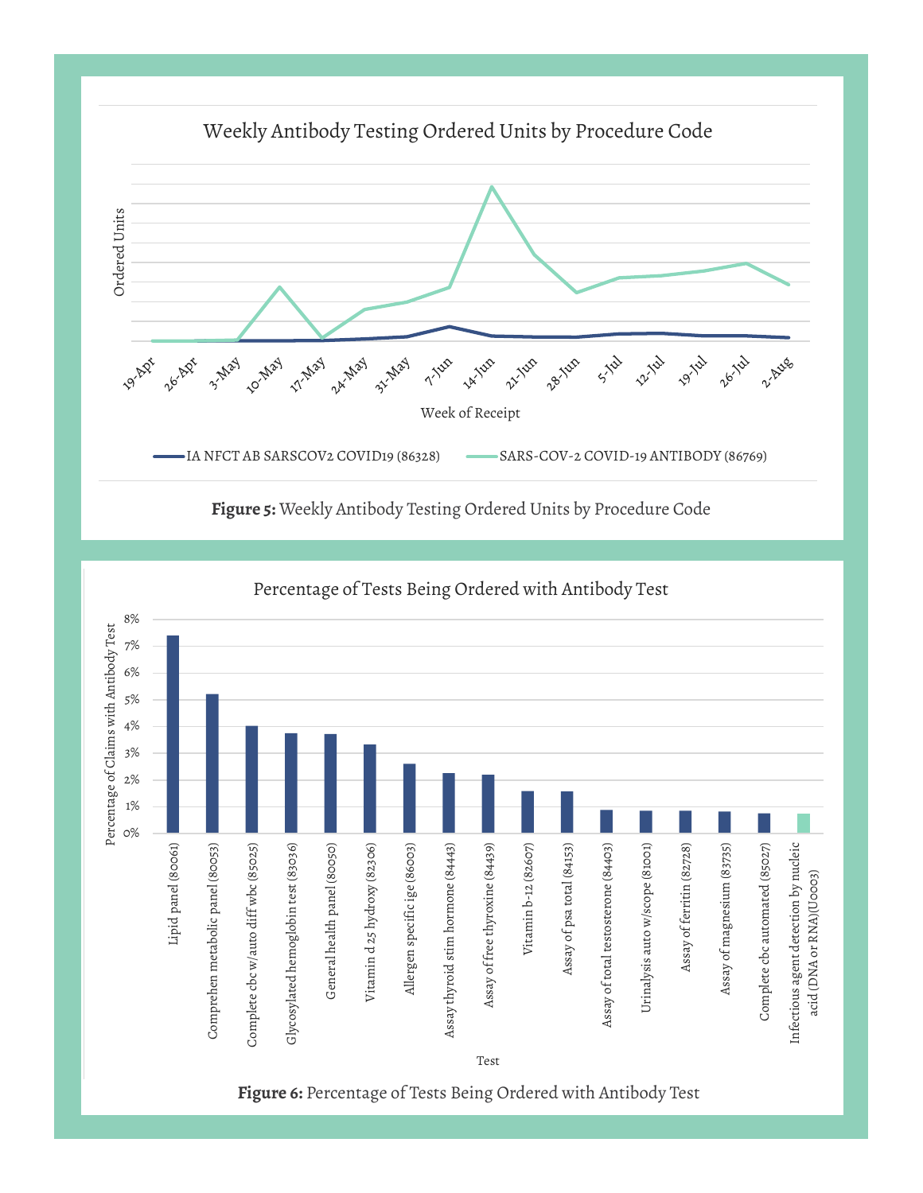Weekly Antibody Testing Ordered Units by Procedure Code

**Figure 5:** Weekly Antibody Testing Ordered Units by Procedure Code

Percentage of Tests Being Ordered with Antibody Test

**Figure 6:** Percentage of Tests Being Ordered with Antibody Test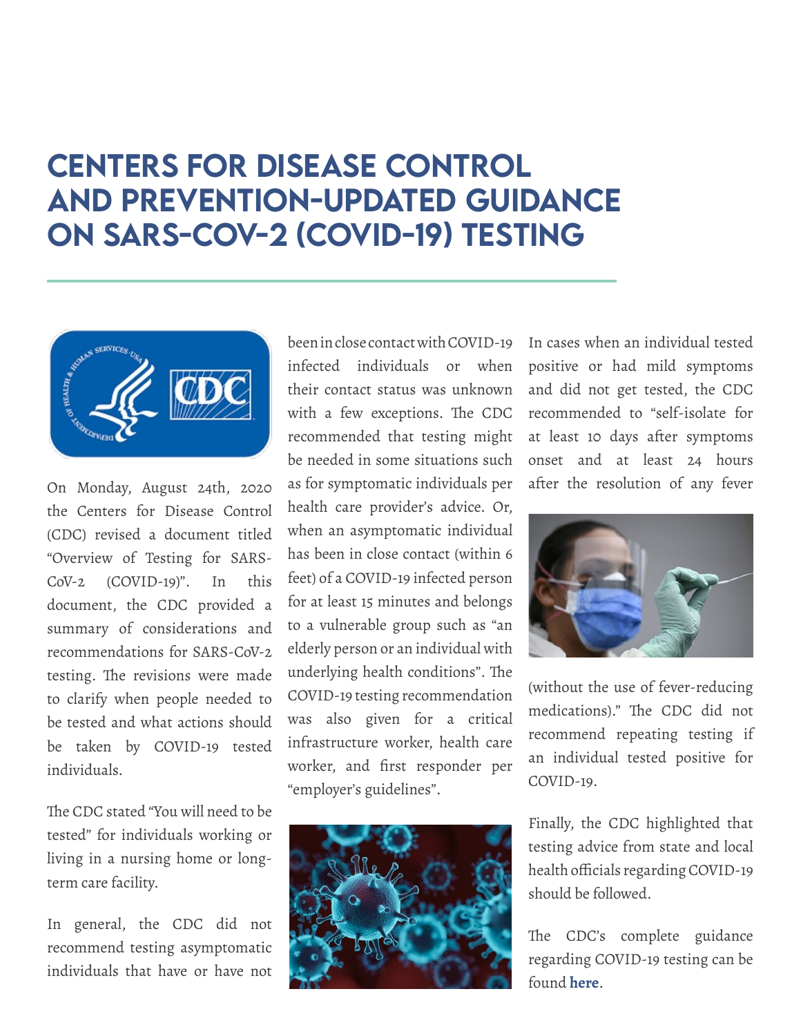# CENTERS FOR DISEASE CONTROL AND PREVENTION-UPDATED GUIDANCE ON SARS-COV-2 (COVID-19) TESTING

On Monday, August 24th, 2020 the Centers for Disease Control (CDC) revised a document titled "Overview of Testing for SARS-CoV-2 (COVID-19)". In this document, the CDC provided a summary of considerations and recommendations for SARS-CoV-2 testing. The revisions were made to clarify when people needed to be tested and what actions should be taken by COVID-19 tested individuals.

The CDC stated "You will need to be tested" for individuals working or living in a nursing home or long-term care facility.

In general, the CDC did not recommend testing asymptomatic individuals that have or have not been in close contact with COVID-19 infected individuals or when their contact status was unknown with a few exceptions. The CDC recommended that testing might be needed in some situations such as for symptomatic individuals per health care provider's advice. Or, when an asymptomatic individual has been in close contact (within 6 feet) of a COVID-19 infected person for at least 15 minutes and belongs to a vulnerable group such as "an elderly person or an individual with underlying health conditions". The COVID-19 testing recommendation was also given for a critical infrastructure worker, health care worker, and first responder per "employer's guidelines".

In cases when an individual tested positive or had mild symptoms and did not get tested, the CDC recommended to "self-isolate for at least 10 days after symptoms onset and at least 24 hours after the resolution of any fever (without the use of fever-reducing medications)." The CDC did not recommend repeating testing if an individual tested positive for COVID-19.

Finally, the CDC highlighted that testing advice from state and local health officials regarding COVID-19 should be followed.

The CDC's complete guidance regarding COVID-19 testing can be found **here**.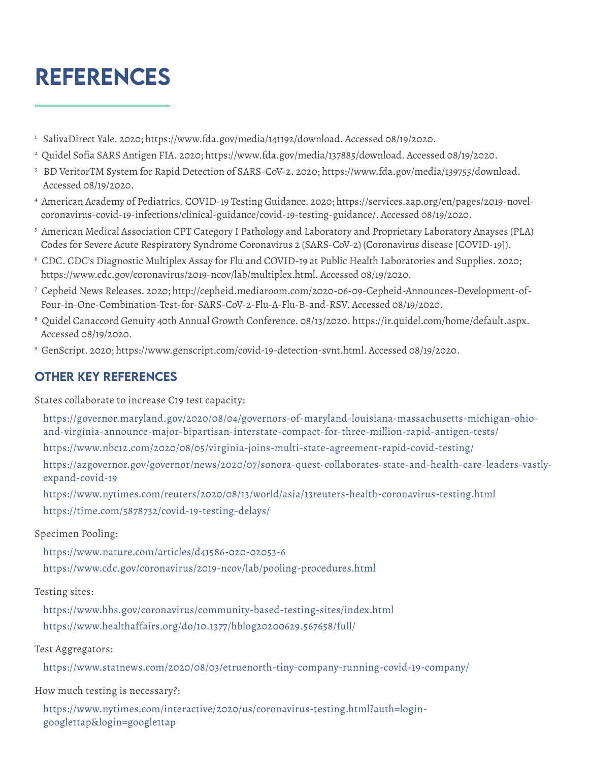# REFERENCES

[1] SalivaDirect Yale. 2020; https://www.fda.gov/media/141192/download. Accessed 08/19/2020.

[2] Quidel Sofia SARS Antigen FIA. 2020; https://www.fda.gov/media/137885/download. Accessed 08/19/2020.

[3] BD VeritorTM System for Rapid Detection of SARS-CoV-2. 2020; https://www.fda.gov/media/139755/download. Accessed 08/19/2020.

[4] American Academy of Pediatrics. COVID-19 Testing Guidance. 2020; https://services.aap.org/en/pages/2019-novel-coronavirus-covid-19-infections/clinical-guidance/covid-19-testing-guidance/. Accessed 08/19/2020.

[5] American Medical Association CPT Category I Pathology and Laboratory and Proprietary Laboratory Anayses (PLA) Codes for Severe Acute Respiratory Syndrome Coronavirus 2 (SARS-CoV-2) (Coronavirus disease [COVID-19]).

[6] CDC. CDC's Diagnostic Multiplex Assay for Flu and COVID-19 at Public Health Laboratories and Supplies. 2020; https://www.cdc.gov/coronavirus/2019-ncov/lab/multiplex.html. Accessed 08/19/2020.

[7] Cepheid News Releases. 2020; http://cepheid.mediaroom.com/2020-06-09-Cepheid-Announces-Development-of-Four-in-One-Combination-Test-for-SARS-CoV-2-Flu-A-Flu-B-and-RSV. Accessed 08/19/2020.

[8] Quidel Canaccord Genuity 40th Annual Growth Conference. 08/13/2020. https://ir.quidel.com/home/default.aspx. Accessed 08/19/2020.

[9] GenScript. 2020; https://www.genscript.com/covid-19-detection-svnt.html. Accessed 08/19/2020.

## OTHER KEY REFERENCES

States collaborate to increase C19 test capacity:

https://governor.maryland.gov/2020/08/04/governors-of-maryland-louisiana-massachusetts-michigan-ohio-and-virginia-announce-major-bipartisan-interstate-compact-for-three-million-rapid-antigen-tests/

https://www.nbc12.com/2020/08/05/virginia-joins-multi-state-agreement-rapid-covid-testing/

https://azgovernor.gov/governor/news/2020/07/sonora-quest-collaborates-state-and-health-care-leaders-vastly-expand-covid-19

https://www.nytimes.com/reuters/2020/08/13/world/asia/13reuters-health-coronavirus-testing.html

https://time.com/5878732/covid-19-testing-delays/

Specimen Pooling:

https://www.nature.com/articles/d41586-020-02053-6

https://www.cdc.gov/coronavirus/2019-ncov/lab/pooling-procedures.html

Testing sites:

https://www.hhs.gov/coronavirus/community-based-testing-sites/index.html

https://www.healthaffairs.org/do/10.1377/hblog20200629.567658/full/

Test Aggregators:

https://www.statnews.com/2020/08/03/etruenorth-tiny-company-running-covid-19-company/

How much testing is necessary?:

https://www.nytimes.com/interactive/2020/us/coronavirus-testing.html?auth=login-google1tap&login=google1tap